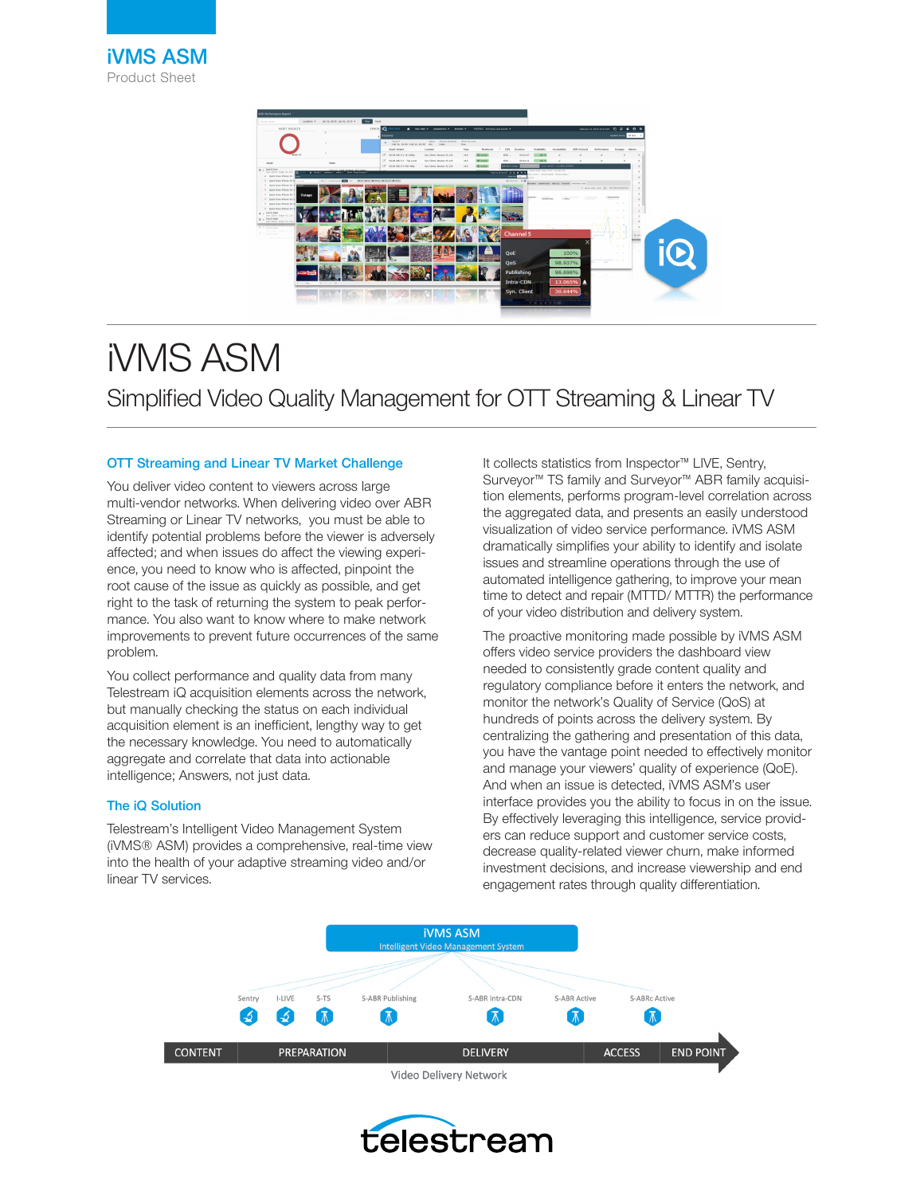# iVMS ASM

Product Sheet

# iVMS ASM

## Simplified Video Quality Management for OTT Streaming & Linear TV

### OTT Streaming and Linear TV Market Challenge

You deliver video content to viewers across large multi-vendor networks. When delivering video over ABR Streaming or Linear TV networks, you must be able to identify potential problems before the viewer is adversely affected; and when issues do affect the viewing experience, you need to know who is affected, pinpoint the root cause of the issue as quickly as possible, and get right to the task of returning the system to peak performance. You also want to know where to make network improvements to prevent future occurrences of the same problem.

You collect performance and quality data from many Telestream iQ acquisition elements across the network, but manually checking the status on each individual acquisition element is an inefficient, lengthy way to get the necessary knowledge. You need to automatically aggregate and correlate that data into actionable intelligence; Answers, not just data.

### The iQ Solution

Telestream's Intelligent Video Management System (iVMS® ASM) provides a comprehensive, real-time view into the health of your adaptive streaming video and/or linear TV services.

It collects statistics from Inspector™ LIVE, Sentry, Surveyor™ TS family and Surveyor™ ABR family acquisition elements, performs program-level correlation across the aggregated data, and presents an easily understood visualization of video service performance. iVMS ASM dramatically simplifies your ability to identify and isolate issues and streamline operations through the use of automated intelligence gathering, to improve your mean time to detect and repair (MTTD/ MTTR) the performance of your video distribution and delivery system.

The proactive monitoring made possible by iVMS ASM offers video service providers the dashboard view needed to consistently grade content quality and regulatory compliance before it enters the network, and monitor the network's Quality of Service (QoS) at hundreds of points across the delivery system. By centralizing the gathering and presentation of this data, you have the vantage point needed to effectively monitor and manage your viewers' quality of experience (QoE). And when an issue is detected, iVMS ASM's user interface provides you the ability to focus in on the issue. By effectively leveraging this intelligence, service providers can reduce support and customer service costs, decrease quality-related viewer churn, make informed investment decisions, and increase viewership and end engagement rates through quality differentiation.

iVMS ASM
Intelligent Video Management System

Sentry | I-LIVE | S-TS | S-ABR Publishing | S-ABR Intra-CDN | S-ABR Active | S-ABRc Active

CONTENT | PREPARATION | DELIVERY | ACCESS | END POINT

Video Delivery Network

telestream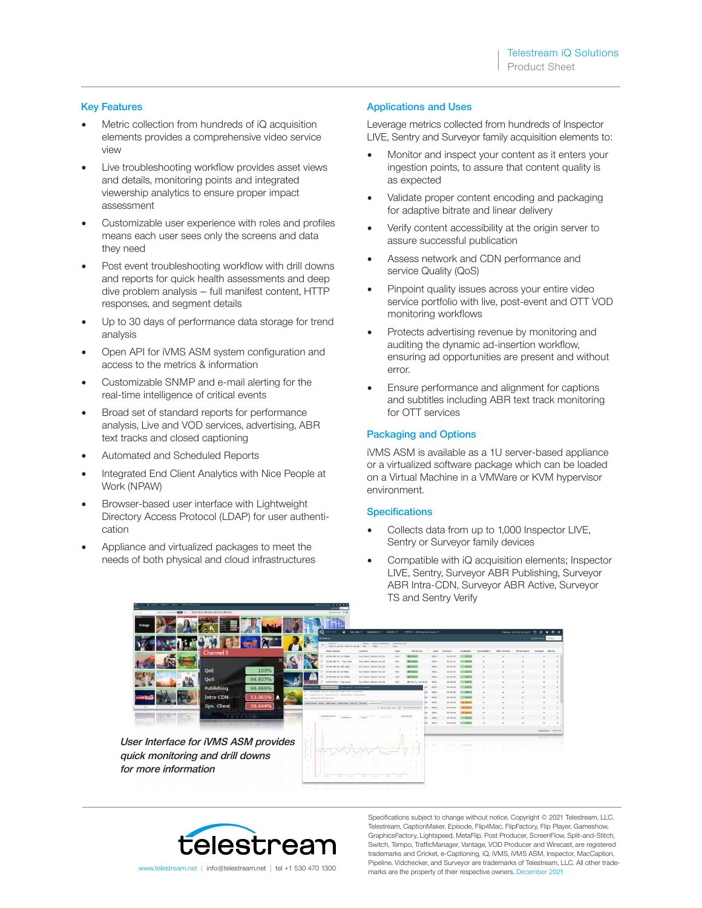## Key Features

- Metric collection from hundreds of iQ acquisition elements provides a comprehensive video service view
- Live troubleshooting workflow provides asset views and details, monitoring points and integrated viewership analytics to ensure proper impact assessment
- Customizable user experience with roles and profiles means each user sees only the screens and data they need
- Post event troubleshooting workflow with drill downs and reports for quick health assessments and deep dive problem analysis – full manifest content, HTTP responses, and segment details
- Up to 30 days of performance data storage for trend analysis
- Open API for iVMS ASM system configuration and access to the metrics & information
- Customizable SNMP and e-mail alerting for the real-time intelligence of critical events
- Broad set of standard reports for performance analysis, Live and VOD services, advertising, ABR text tracks and closed captioning
- Automated and Scheduled Reports
- Integrated End Client Analytics with Nice People at Work (NPAW)
- Browser-based user interface with Lightweight Directory Access Protocol (LDAP) for user authentication
- Appliance and virtualized packages to meet the needs of both physical and cloud infrastructures

## Applications and Uses

Leverage metrics collected from hundreds of Inspector LIVE, Sentry and Surveyor family acquisition elements to:

- Monitor and inspect your content as it enters your ingestion points, to assure that content quality is as expected
- Validate proper content encoding and packaging for adaptive bitrate and linear delivery
- Verify content accessibility at the origin server to assure successful publication
- Assess network and CDN performance and service Quality (QoS)
- Pinpoint quality issues across your entire video service portfolio with live, post-event and OTT VOD monitoring workflows
- Protects advertising revenue by monitoring and auditing the dynamic ad-insertion workflow, ensuring ad opportunities are present and without error.
- Ensure performance and alignment for captions and subtitles including ABR text track monitoring for OTT services

## Packaging and Options

iVMS ASM is available as a 1U server-based appliance or a virtualized software package which can be loaded on a Virtual Machine in a VMWare or KVM hypervisor environment.

## Specifications

- Collects data from up to 1,000 Inspector LIVE, Sentry or Surveyor family devices
- Compatible with iQ acquisition elements; Inspector LIVE, Sentry, Surveyor ABR Publishing, Surveyor ABR Intra-CDN, Surveyor ABR Active, Surveyor TS and Sentry Verify

*User Interface for iVMS ASM provides quick monitoring and drill downs for more information*

www.telestream.net | info@telestream.net | tel +1 530 470 1300

Specifications subject to change without notice. Copyright © 2021 Telestream, LLC. Telestream, CaptionMaker, Episode, Flip4Mac, FlipFactory, Flip Player, Gameshow, GraphicsFactory, Lightspeed, MetaFlip, Post Producer, ScreenFlow, Split-and-Stitch, Switch, Tempo, TrafficManager, Vantage, VOD Producer and Wirecast, are registered trademarks and Cricket, e-Captioning, iQ, iVMS, iVMS ASM, Inspector, MacCaption, Pipeline, Vidchecker, and Surveyor are trademarks of Telestream, LLC. All other trademarks are the property of their respective owners. December 2021